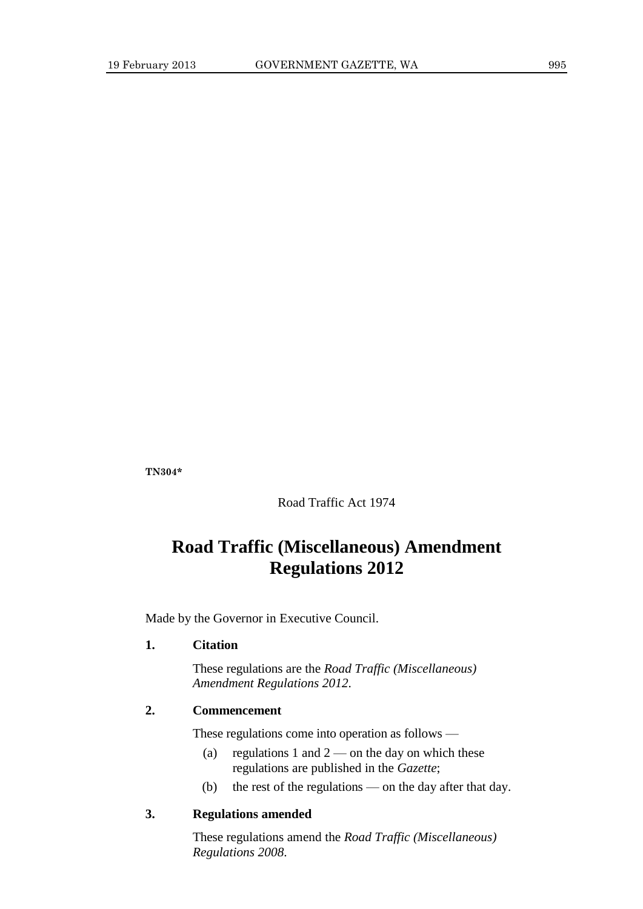**TN304***

Road Traffic Act 1974

# Road Traffic (Miscellaneous) Amendment Regulations 2012

Made by the Governor in Executive Council.

### 1. Citation

These regulations are the *Road Traffic (Miscellaneous) Amendment Regulations 2012*.

### 2. Commencement

These regulations come into operation as follows —

(a) regulations 1 and 2 — on the day on which these regulations are published in the *Gazette*;

(b) the rest of the regulations — on the day after that day.

### 3. Regulations amended

These regulations amend the *Road Traffic (Miscellaneous) Regulations 2008*.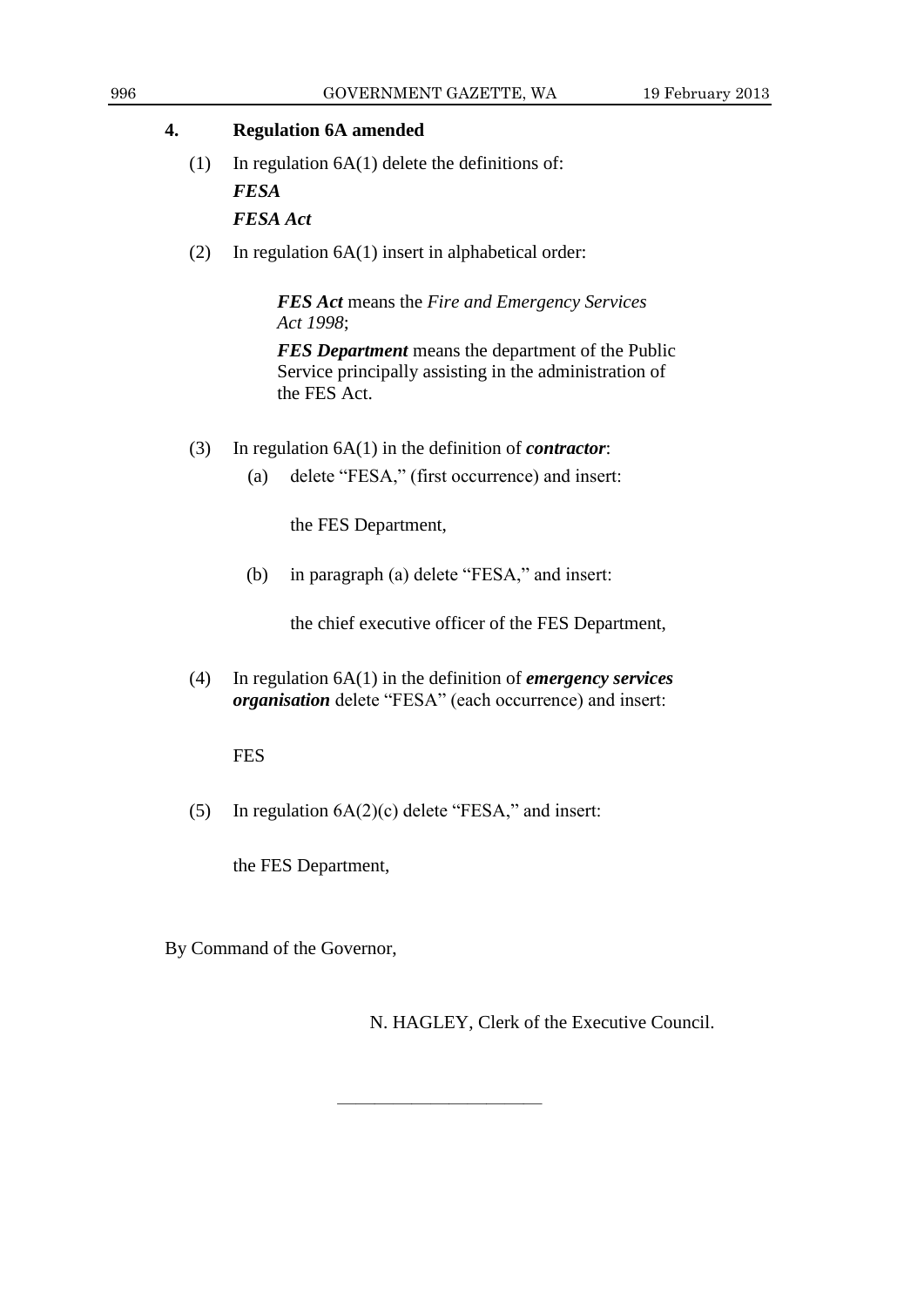**4. Regulation 6A amended**

(1) In regulation 6A(1) delete the definitions of:

***FESA***

***FESA Act***

(2) In regulation 6A(1) insert in alphabetical order:

> ***FES Act*** means the *Fire and Emergency Services Act 1998*;
>
> ***FES Department*** means the department of the Public Service principally assisting in the administration of the FES Act.

(3) In regulation 6A(1) in the definition of ***contractor***:

(a) delete "FESA," (first occurrence) and insert:

> the FES Department,

(b) in paragraph (a) delete "FESA," and insert:

> the chief executive officer of the FES Department,

(4) In regulation 6A(1) in the definition of ***emergency services organisation*** delete "FESA" (each occurrence) and insert:

> FES

(5) In regulation 6A(2)(c) delete "FESA," and insert:

> the FES Department,

By Command of the Governor,

N. HAGLEY, Clerk of the Executive Council.

---